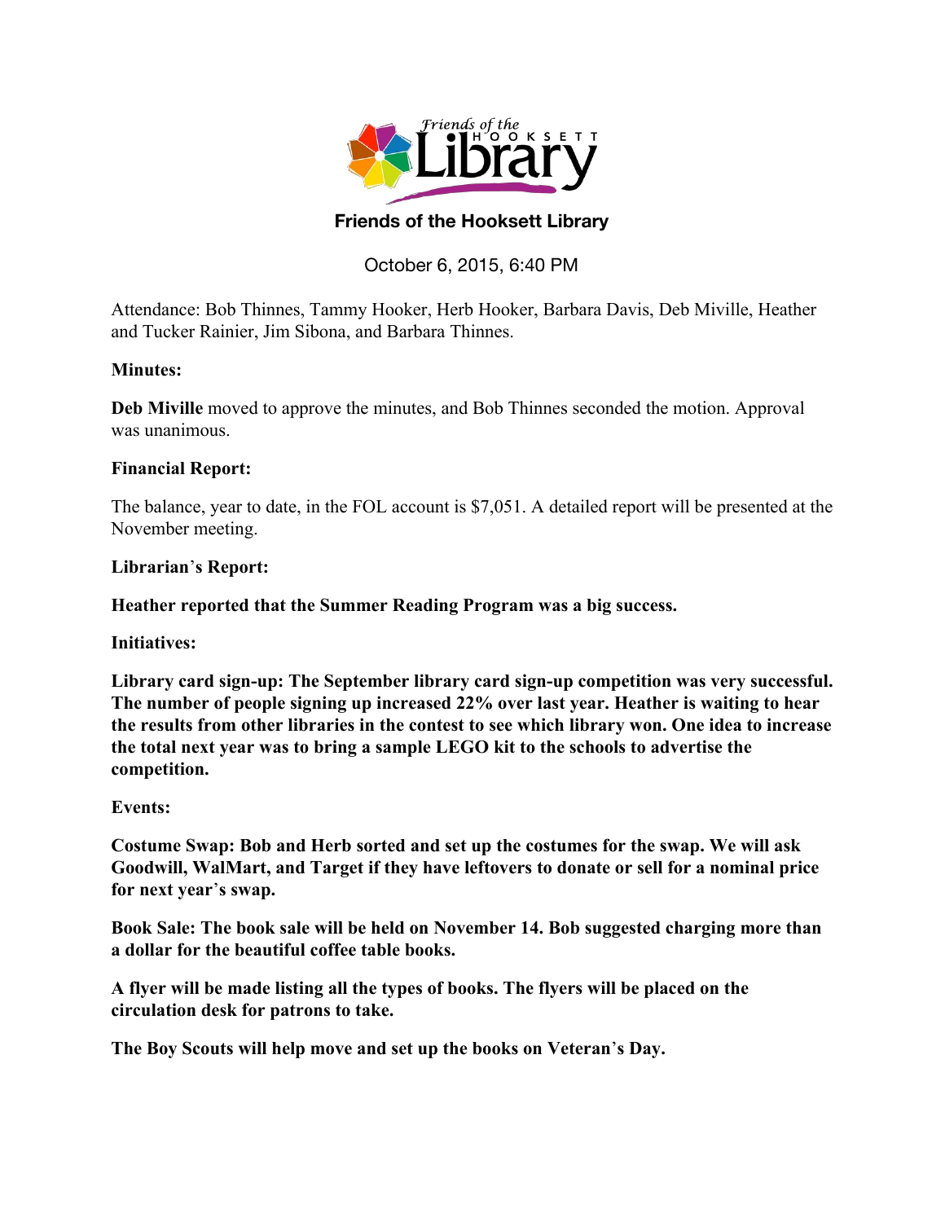# Friends of the Hookset Library

October 6, 2015, 6:40 PM

Attendance: Bob Thinnes, Tammy Hooker, Herb Hooker, Barbara Davis, Deb Miville, Heather and Tucker Rainier, Jim Sibona, and Barbara Thinnes.

**Minutes:**

**Deb Miville** moved to approve the minutes, and Bob Thinnes seconded the motion. Approval was unanimous.

**Financial Report:**

The balance, year to date, in the FOL account is $7,051. A detailed report will be presented at the November meeting.

**Librarian's Report:**

**Heather reported that the Summer Reading Program was a big success.**

**Initiatives:**

**Library card sign-up: The September library card sign-up competition was very successful. The number of people signing up increased 22% over last year. Heather is waiting to hear the results from other libraries in the contest to see which library won. One idea to increase the total next year was to bring a sample LEGO kit to the schools to advertise the competition.**

**Events:**

**Costume Swap: Bob and Herb sorted and set up the costumes for the swap. We will ask Goodwill, WalMart, and Target if they have leftovers to donate or sell for a nominal price for next year's swap.**

**Book Sale: The book sale will be held on November 14. Bob suggested charging more than a dollar for the beautiful coffee table books.**

**A flyer will be made listing all the types of books. The flyers will be placed on the circulation desk for patrons to take.**

**The Boy Scouts will help move and set up the books on Veteran's Day.**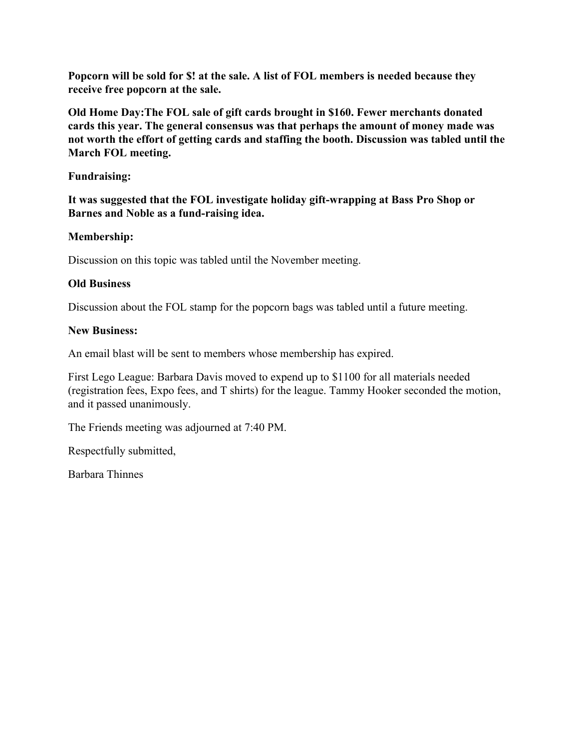**Popcorn will be sold for $! at the sale. A list of FOL members is needed because they receive free popcorn at the sale.**

**Old Home Day:The FOL sale of gift cards brought in $160. Fewer merchants donated cards this year. The general consensus was that perhaps the amount of money made was not worth the effort of getting cards and staffing the booth. Discussion was tabled until the March FOL meeting.**

**Fundraising:**

**It was suggested that the FOL investigate holiday gift-wrapping at Bass Pro Shop or Barnes and Noble as a fund-raising idea.**

**Membership:**

Discussion on this topic was tabled until the November meeting.

**Old Business**

Discussion about the FOL stamp for the popcorn bags was tabled until a future meeting.

**New Business:**

An email blast will be sent to members whose membership has expired.

First Lego League: Barbara Davis moved to expend up to $1100 for all materials needed (registration fees, Expo fees, and T shirts) for the league. Tammy Hooker seconded the motion, and it passed unanimously.

The Friends meeting was adjourned at 7:40 PM.

Respectfully submitted,

Barbara Thinnes